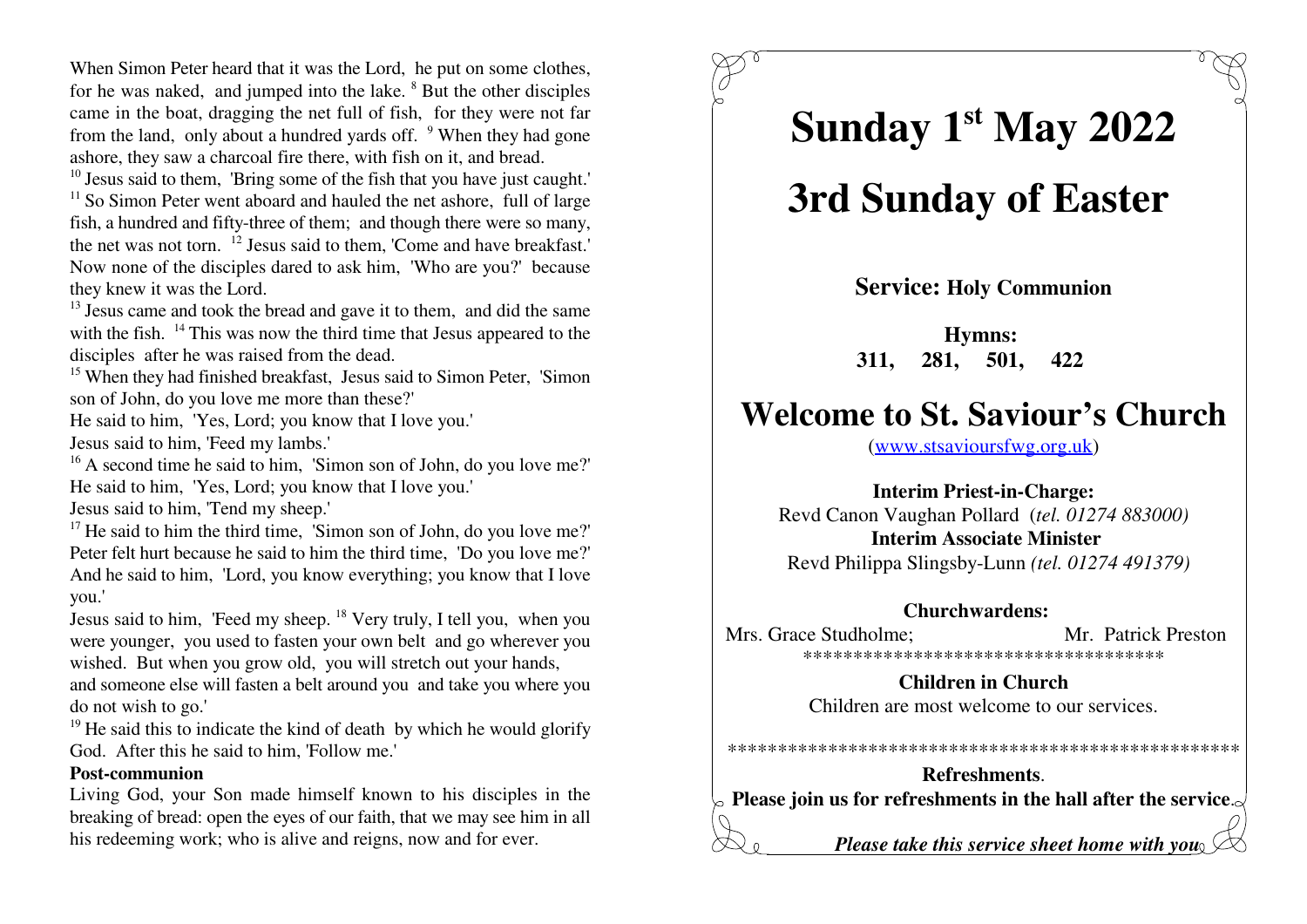When Simon Peter heard that it was the Lord, he put on some clothes, for he was naked, and jumped into the lake. [8] But the other disciples came in the boat, dragging the net full of fish, for they were not far from the land, only about a hundred yards off. [9] When they had gone ashore, they saw a charcoal fire there, with fish on it, and bread.

[10] Jesus said to them, 'Bring some of the fish that you have just caught.' [11] So Simon Peter went aboard and hauled the net ashore, full of large fish, a hundred and fifty-three of them; and though there were so many, the net was not torn. [12] Jesus said to them, 'Come and have breakfast.' Now none of the disciples dared to ask him, 'Who are you?' because they knew it was the Lord.

[13] Jesus came and took the bread and gave it to them, and did the same with the fish. [14] This was now the third time that Jesus appeared to the disciples after he was raised from the dead.

[15] When they had finished breakfast, Jesus said to Simon Peter, 'Simon son of John, do you love me more than these?'
He said to him, 'Yes, Lord; you know that I love you.'
Jesus said to him, 'Feed my lambs.'

[16] A second time he said to him, 'Simon son of John, do you love me?'
He said to him, 'Yes, Lord; you know that I love you.'
Jesus said to him, 'Tend my sheep.'

[17] He said to him the third time, 'Simon son of John, do you love me?' Peter felt hurt because he said to him the third time, 'Do you love me?' And he said to him, 'Lord, you know everything; you know that I love you.'

Jesus said to him, 'Feed my sheep. [18] Very truly, I tell you, when you were younger, you used to fasten your own belt and go wherever you wished. But when you grow old, you will stretch out your hands, and someone else will fasten a belt around you and take you where you do not wish to go.'

[19] He said this to indicate the kind of death by which he would glorify God. After this he said to him, 'Follow me.'

**Post-communion**

Living God, your Son made himself known to his disciples in the breaking of bread: open the eyes of our faith, that we may see him in all his redeeming work; who is alive and reigns, now and for ever.

# Sunday 1st May 2022

# 3rd Sunday of Easter

**Service: Holy Communion**

**Hymns:**
**311, 281, 501, 422**

# Welcome to St. Saviour's Church

(www.stsavioursfwg.org.uk)

**Interim Priest-in-Charge:**
Revd Canon Vaughan Pollard (*tel. 01274 883000)*
**Interim Associate Minister**
Revd Philippa Slingsby-Lunn *(tel. 01274 491379)*

**Churchwardens:**
Mrs. Grace Studholme; Mr. Patrick Preston

************************************

**Children in Church**
Children are most welcome to our services.

****************************************************

**Refreshments**.
**Please join us for refreshments in the hall after the service**.

***Please take this service sheet home with you***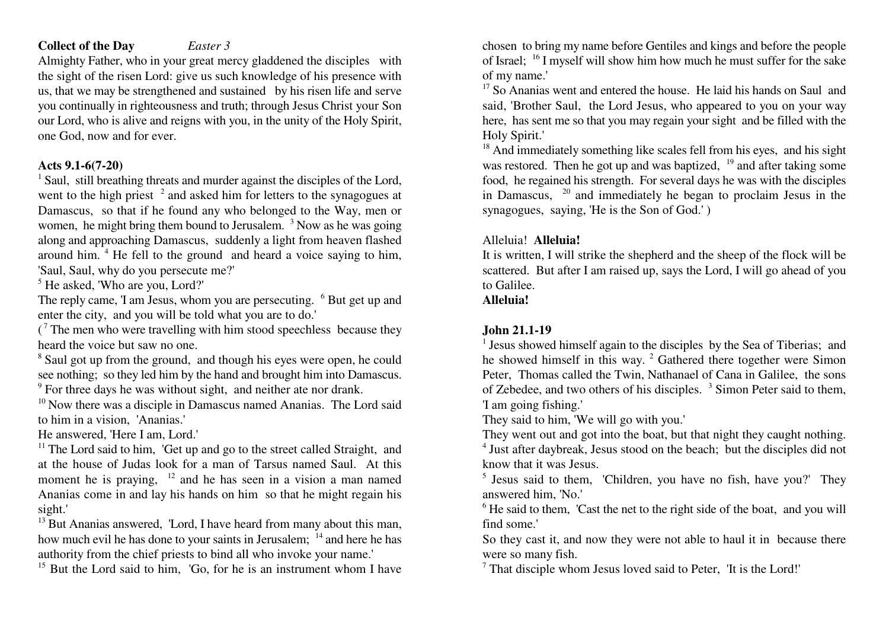**Collect of the Day** *Easter 3*

Almighty Father, who in your great mercy gladdened the disciples with the sight of the risen Lord: give us such knowledge of his presence with us, that we may be strengthened and sustained by his risen life and serve you continually in righteousness and truth; through Jesus Christ your Son our Lord, who is alive and reigns with you, in the unity of the Holy Spirit, one God, now and for ever.

**Acts 9.1-6(7-20)**

[1] Saul, still breathing threats and murder against the disciples of the Lord, went to the high priest [2] and asked him for letters to the synagogues at Damascus, so that if he found any who belonged to the Way, men or women, he might bring them bound to Jerusalem. [3] Now as he was going along and approaching Damascus, suddenly a light from heaven flashed around him. [4] He fell to the ground and heard a voice saying to him, 'Saul, Saul, why do you persecute me?'

[5] He asked, 'Who are you, Lord?'

The reply came, 'I am Jesus, whom you are persecuting. [6] But get up and enter the city, and you will be told what you are to do.'

([7] The men who were travelling with him stood speechless because they heard the voice but saw no one.

[8] Saul got up from the ground, and though his eyes were open, he could see nothing; so they led him by the hand and brought him into Damascus. [9] For three days he was without sight, and neither ate nor drank.

[10] Now there was a disciple in Damascus named Ananias. The Lord said to him in a vision, 'Ananias.'

He answered, 'Here I am, Lord.'

[11] The Lord said to him, 'Get up and go to the street called Straight, and at the house of Judas look for a man of Tarsus named Saul. At this moment he is praying, [12] and he has seen in a vision a man named Ananias come in and lay his hands on him so that he might regain his sight.'

[13] But Ananias answered, 'Lord, I have heard from many about this man, how much evil he has done to your saints in Jerusalem; [14] and here he has authority from the chief priests to bind all who invoke your name.'

[15] But the Lord said to him, 'Go, for he is an instrument whom I have chosen to bring my name before Gentiles and kings and before the people of Israel; [16] I myself will show him how much he must suffer for the sake of my name.'

[17] So Ananias went and entered the house. He laid his hands on Saul and said, 'Brother Saul, the Lord Jesus, who appeared to you on your way here, has sent me so that you may regain your sight and be filled with the Holy Spirit.'

[18] And immediately something like scales fell from his eyes, and his sight was restored. Then he got up and was baptized, [19] and after taking some food, he regained his strength. For several days he was with the disciples in Damascus, [20] and immediately he began to proclaim Jesus in the synagogues, saying, 'He is the Son of God.' )

Alleluia! **Alleluia!**

It is written, I will strike the shepherd and the sheep of the flock will be scattered. But after I am raised up, says the Lord, I will go ahead of you to Galilee.

**Alleluia!**

**John 21.1-19**

[1] Jesus showed himself again to the disciples by the Sea of Tiberias; and he showed himself in this way. [2] Gathered there together were Simon Peter, Thomas called the Twin, Nathanael of Cana in Galilee, the sons of Zebedee, and two others of his disciples. [3] Simon Peter said to them, 'I am going fishing.'

They said to him, 'We will go with you.'

They went out and got into the boat, but that night they caught nothing.

[4] Just after daybreak, Jesus stood on the beach; but the disciples did not know that it was Jesus.

[5] Jesus said to them, 'Children, you have no fish, have you?' They answered him, 'No.'

[6] He said to them, 'Cast the net to the right side of the boat, and you will find some.'

So they cast it, and now they were not able to haul it in because there were so many fish.

[7] That disciple whom Jesus loved said to Peter, 'It is the Lord!'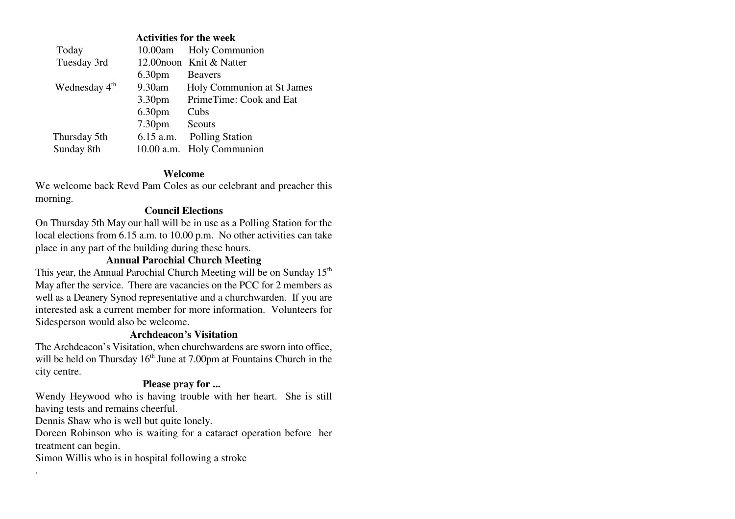**Activities for the week**

| | | |
|---|---|---|
| Today | 10.00am | Holy Communion |
| Tuesday 3rd | 12.00noon | Knit & Natter |
| | 6.30pm | Beavers |
| Wednesday 4th | 9.30am | Holy Communion at St James |
| | 3.30pm | PrimeTime: Cook and Eat |
| | 6.30pm | Cubs |
| | 7.30pm | Scouts |
| Thursday 5th | 6.15 a.m. | Polling Station |
| Sunday 8th | 10.00 a.m. | Holy Communion |

**Welcome**

We welcome back Revd Pam Coles as our celebrant and preacher this morning.

**Council Elections**

On Thursday 5th May our hall will be in use as a Polling Station for the local elections from 6.15 a.m. to 10.00 p.m. No other activities can take place in any part of the building during these hours.

**Annual Parochial Church Meeting**

This year, the Annual Parochial Church Meeting will be on Sunday 15th May after the service. There are vacancies on the PCC for 2 members as well as a Deanery Synod representative and a churchwarden. If you are interested ask a current member for more information. Volunteers for Sidesperson would also be welcome.

**Archdeacon's Visitation**

The Archdeacon's Visitation, when churchwardens are sworn into office, will be held on Thursday 16th June at 7.00pm at Fountains Church in the city centre.

**Please pray for ...**

Wendy Heywood who is having trouble with her heart. She is still having tests and remains cheerful.

Dennis Shaw who is well but quite lonely.

Doreen Robinson who is waiting for a cataract operation before her treatment can begin.

Simon Willis who is in hospital following a stroke

.